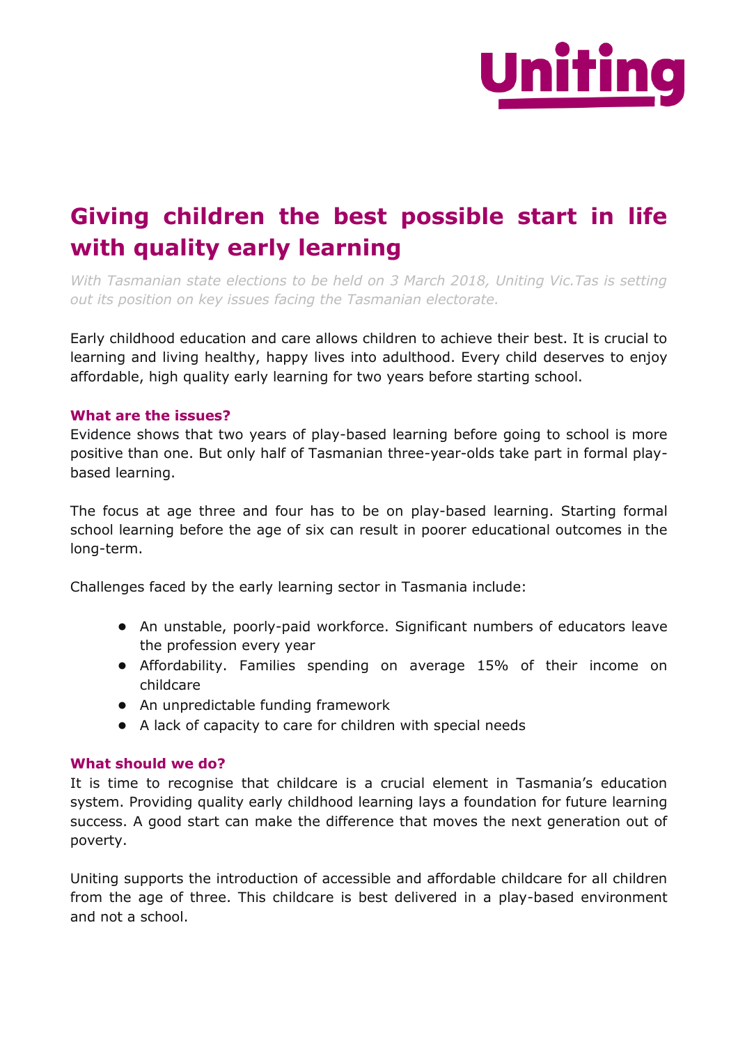# Giving children the best possible start in life with quality early learning

*With Tasmanian state elections to be held on 3 March 2018, Uniting Vic.Tas is setting out its position on key issues facing the Tasmanian electorate.*

Early childhood education and care allows children to achieve their best. It is crucial to learning and living healthy, happy lives into adulthood. Every child deserves to enjoy affordable, high quality early learning for two years before starting school.

### What are the issues?

Evidence shows that two years of play-based learning before going to school is more positive than one. But only half of Tasmanian three-year-olds take part in formal play-based learning.

The focus at age three and four has to be on play-based learning. Starting formal school learning before the age of six can result in poorer educational outcomes in the long-term.

Challenges faced by the early learning sector in Tasmania include:

- An unstable, poorly-paid workforce. Significant numbers of educators leave the profession every year
- Affordability. Families spending on average 15% of their income on childcare
- An unpredictable funding framework
- A lack of capacity to care for children with special needs

### What should we do?

It is time to recognise that childcare is a crucial element in Tasmania's education system. Providing quality early childhood learning lays a foundation for future learning success. A good start can make the difference that moves the next generation out of poverty.

Uniting supports the introduction of accessible and affordable childcare for all children from the age of three. This childcare is best delivered in a play-based environment and not a school.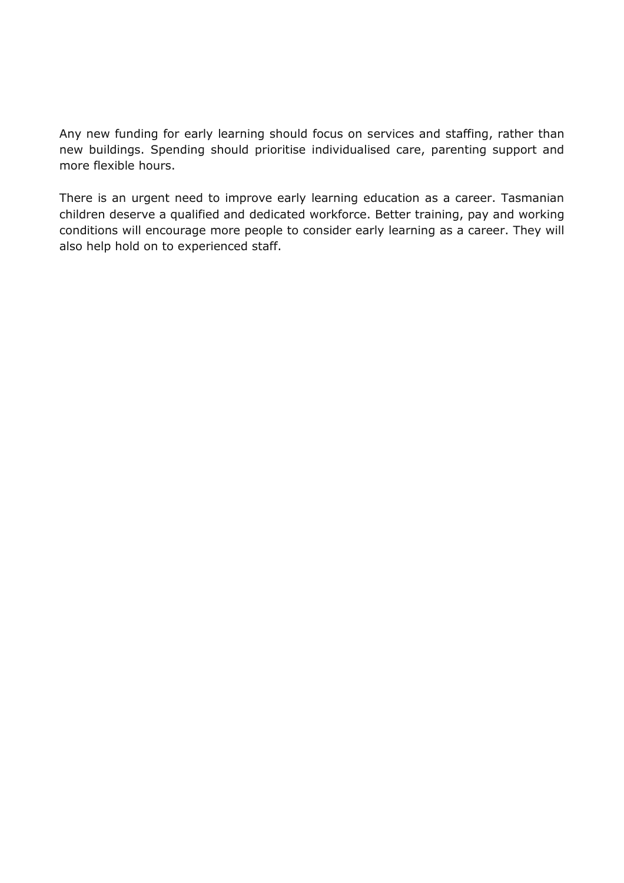Any new funding for early learning should focus on services and staffing, rather than new buildings. Spending should prioritise individualised care, parenting support and more flexible hours.

There is an urgent need to improve early learning education as a career. Tasmanian children deserve a qualified and dedicated workforce. Better training, pay and working conditions will encourage more people to consider early learning as a career. They will also help hold on to experienced staff.